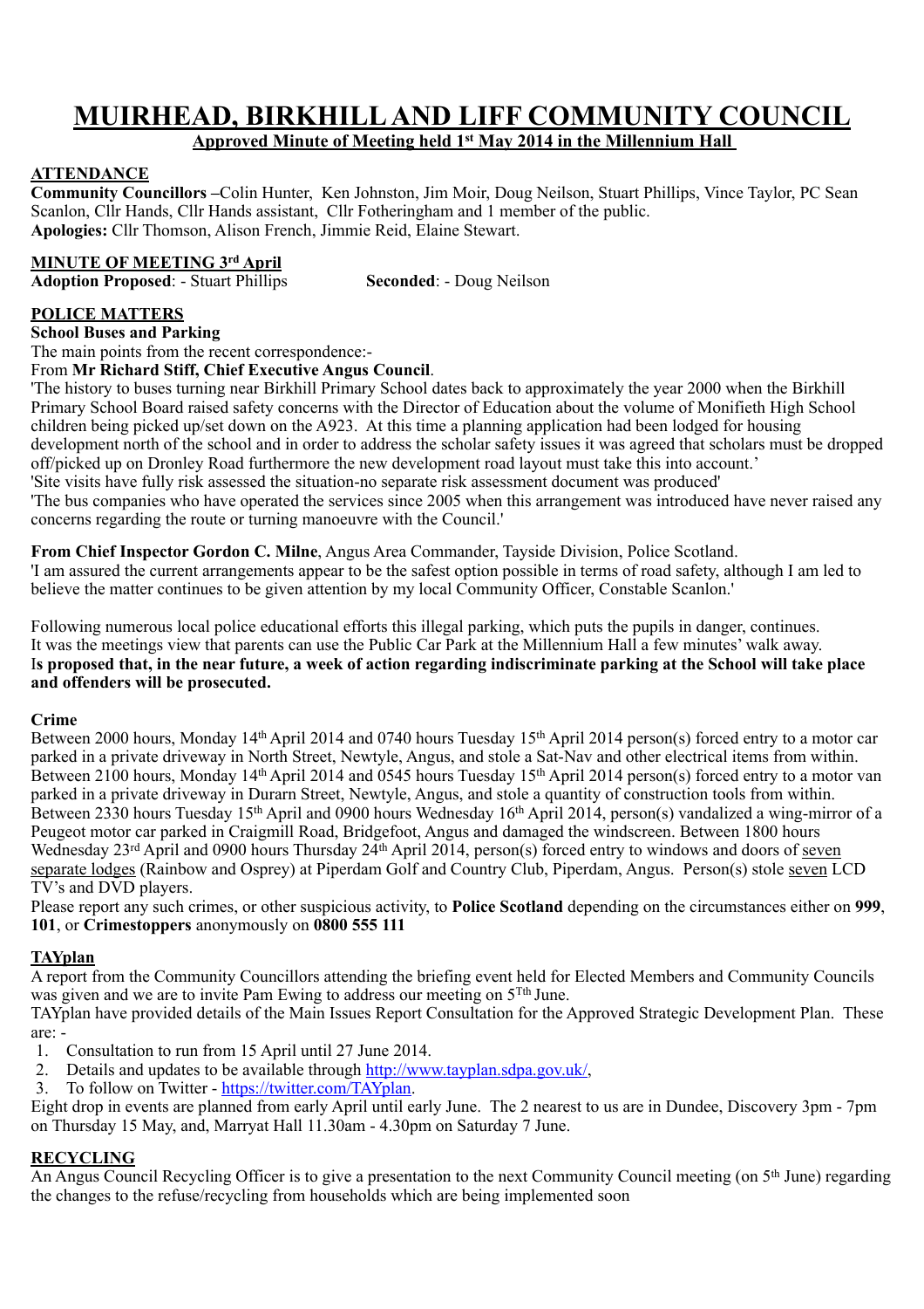# MUIRHEAD, BIRKHILL AND LIFF COMMUNITY COUNCIL

**Approved Minute of Meeting held 1st May 2014 in the Millennium Hall**

## ATTENDANCE

**Community Councillors** –Colin Hunter, Ken Johnston, Jim Moir, Doug Neilson, Stuart Phillips, Vince Taylor, PC Sean Scanlon, Cllr Hands, Cllr Hands assistant, Cllr Fotheringham and 1 member of the public.
**Apologies:** Cllr Thomson, Alison French, Jimmie Reid, Elaine Stewart.

## MINUTE OF MEETING 3rd April

**Adoption Proposed**: - Stuart Phillips **Seconded**: - Doug Neilson

## POLICE MATTERS

### School Buses and Parking

The main points from the recent correspondence:-

From **Mr Richard Stiff, Chief Executive Angus Council**.

'The history to buses turning near Birkhill Primary School dates back to approximately the year 2000 when the Birkhill Primary School Board raised safety concerns with the Director of Education about the volume of Monifieth High School children being picked up/set down on the A923. At this time a planning application had been lodged for housing development north of the school and in order to address the scholar safety issues it was agreed that scholars must be dropped off/picked up on Dronley Road furthermore the new development road layout must take this into account.'

'Site visits have fully risk assessed the situation-no separate risk assessment document was produced'

'The bus companies who have operated the services since 2005 when this arrangement was introduced have never raised any concerns regarding the route or turning manoeuvre with the Council.'

**From Chief Inspector Gordon C. Milne**, Angus Area Commander, Tayside Division, Police Scotland.

'I am assured the current arrangements appear to be the safest option possible in terms of road safety, although I am led to believe the matter continues to be given attention by my local Community Officer, Constable Scanlon.'

Following numerous local police educational efforts this illegal parking, which puts the pupils in danger, continues. It was the meetings view that parents can use the Public Car Park at the Millennium Hall a few minutes' walk away.

I**s proposed that, in the near future, a week of action regarding indiscriminate parking at the School will take place and offenders will be prosecuted.**

### Crime

Between 2000 hours, Monday 14th April 2014 and 0740 hours Tuesday 15th April 2014 person(s) forced entry to a motor car parked in a private driveway in North Street, Newtyle, Angus, and stole a Sat-Nav and other electrical items from within. Between 2100 hours, Monday 14th April 2014 and 0545 hours Tuesday 15th April 2014 person(s) forced entry to a motor van parked in a private driveway in Durarn Street, Newtyle, Angus, and stole a quantity of construction tools from within. Between 2330 hours Tuesday 15th April and 0900 hours Wednesday 16th April 2014, person(s) vandalized a wing-mirror of a Peugeot motor car parked in Craigmill Road, Bridgefoot, Angus and damaged the windscreen. Between 1800 hours Wednesday 23rd April and 0900 hours Thursday 24th April 2014, person(s) forced entry to windows and doors of seven separate lodges (Rainbow and Osprey) at Piperdam Golf and Country Club, Piperdam, Angus. Person(s) stole seven LCD TV's and DVD players.

Please report any such crimes, or other suspicious activity, to **Police Scotland** depending on the circumstances either on **999**, **101**, or **Crimestoppers** anonymously on **0800 555 111**

## TAYplan

A report from the Community Councillors attending the briefing event held for Elected Members and Community Councils was given and we are to invite Pam Ewing to address our meeting on 5Tth June.

TAYplan have provided details of the Main Issues Report Consultation for the Approved Strategic Development Plan. These are: -

1. Consultation to run from 15 April until 27 June 2014.
2. Details and updates to be available through http://www.tayplan.sdpa.gov.uk/,
3. To follow on Twitter - https://twitter.com/TAYplan.

Eight drop in events are planned from early April until early June. The 2 nearest to us are in Dundee, Discovery 3pm - 7pm on Thursday 15 May, and, Marryat Hall 11.30am - 4.30pm on Saturday 7 June.

## RECYCLING

An Angus Council Recycling Officer is to give a presentation to the next Community Council meeting (on 5th June) regarding the changes to the refuse/recycling from households which are being implemented soon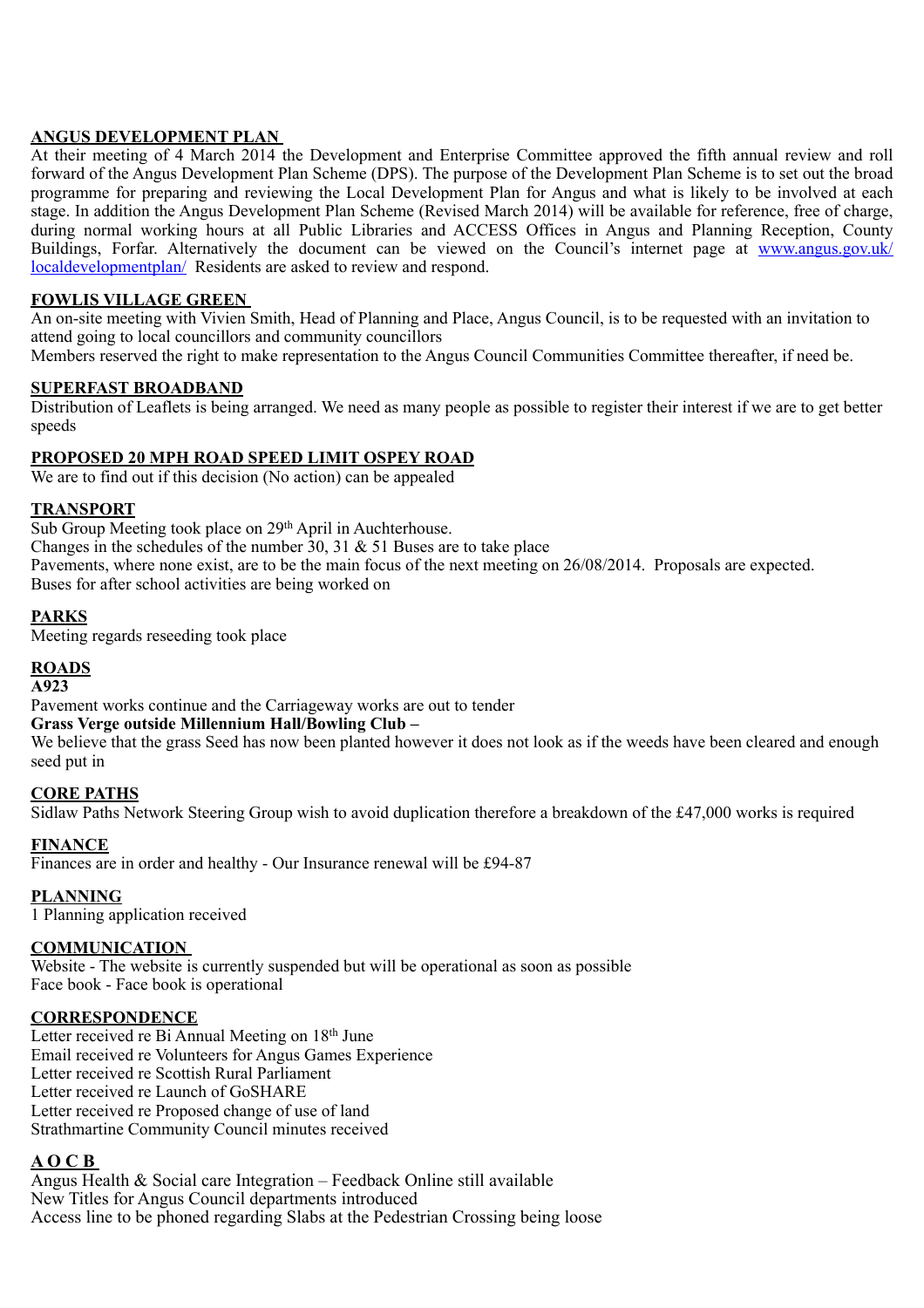## ANGUS DEVELOPMENT PLAN

At their meeting of 4 March 2014 the Development and Enterprise Committee approved the fifth annual review and roll forward of the Angus Development Plan Scheme (DPS). The purpose of the Development Plan Scheme is to set out the broad programme for preparing and reviewing the Local Development Plan for Angus and what is likely to be involved at each stage. In addition the Angus Development Plan Scheme (Revised March 2014) will be available for reference, free of charge, during normal working hours at all Public Libraries and ACCESS Offices in Angus and Planning Reception, County Buildings, Forfar. Alternatively the document can be viewed on the Council's internet page at [www.angus.gov.uk/localdevelopmentplan/](www.angus.gov.uk/localdevelopmentplan/) Residents are asked to review and respond.

## FOWLIS VILLAGE GREEN

An on-site meeting with Vivien Smith, Head of Planning and Place, Angus Council, is to be requested with an invitation to attend going to local councillors and community councillors

Members reserved the right to make representation to the Angus Council Communities Committee thereafter, if need be.

## SUPERFAST BROADBAND

Distribution of Leaflets is being arranged. We need as many people as possible to register their interest if we are to get better speeds

## PROPOSED 20 MPH ROAD SPEED LIMIT OSPEY ROAD

We are to find out if this decision (No action) can be appealed

## TRANSPORT

Sub Group Meeting took place on 29th April in Auchterhouse.

Changes in the schedules of the number 30, 31 & 51 Buses are to take place

Pavements, where none exist, are to be the main focus of the next meeting on 26/08/2014. Proposals are expected.

Buses for after school activities are being worked on

## PARKS

Meeting regards reseeding took place

## ROADS

**A923**

Pavement works continue and the Carriageway works are out to tender

**Grass Verge outside Millennium Hall/Bowling Club –**

We believe that the grass Seed has now been planted however it does not look as if the weeds have been cleared and enough seed put in

## CORE PATHS

Sidlaw Paths Network Steering Group wish to avoid duplication therefore a breakdown of the £47,000 works is required

## FINANCE

Finances are in order and healthy - Our Insurance renewal will be £94-87

## PLANNING

1 Planning application received

## COMMUNICATION

Website - The website is currently suspended but will be operational as soon as possible

Face book - Face book is operational

## CORRESPONDENCE

Letter received re Bi Annual Meeting on 18th June

Email received re Volunteers for Angus Games Experience

Letter received re Scottish Rural Parliament

Letter received re Launch of GoSHARE

Letter received re Proposed change of use of land

Strathmartine Community Council minutes received

## A O C B

Angus Health & Social care Integration – Feedback Online still available

New Titles for Angus Council departments introduced

Access line to be phoned regarding Slabs at the Pedestrian Crossing being loose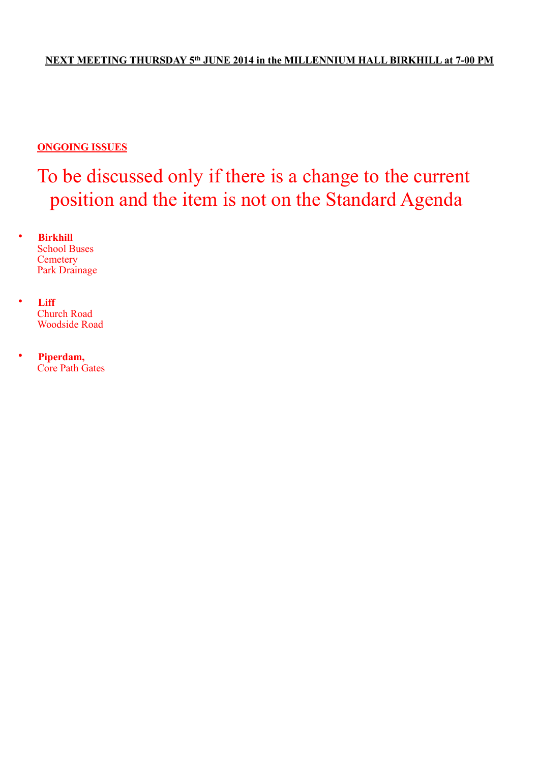**NEXT MEETING THURSDAY 5th JUNE 2014 in the MILLENNIUM HALL BIRKHILL at 7-00 PM**

**ONGOING ISSUES**

To be discussed only if there is a change to the current position and the item is not on the Standard Agenda

- **Birkhill**
  School Buses
  Cemetery
  Park Drainage

- **Liff**
  Church Road
  Woodside Road

- **Piperdam,**
  Core Path Gates